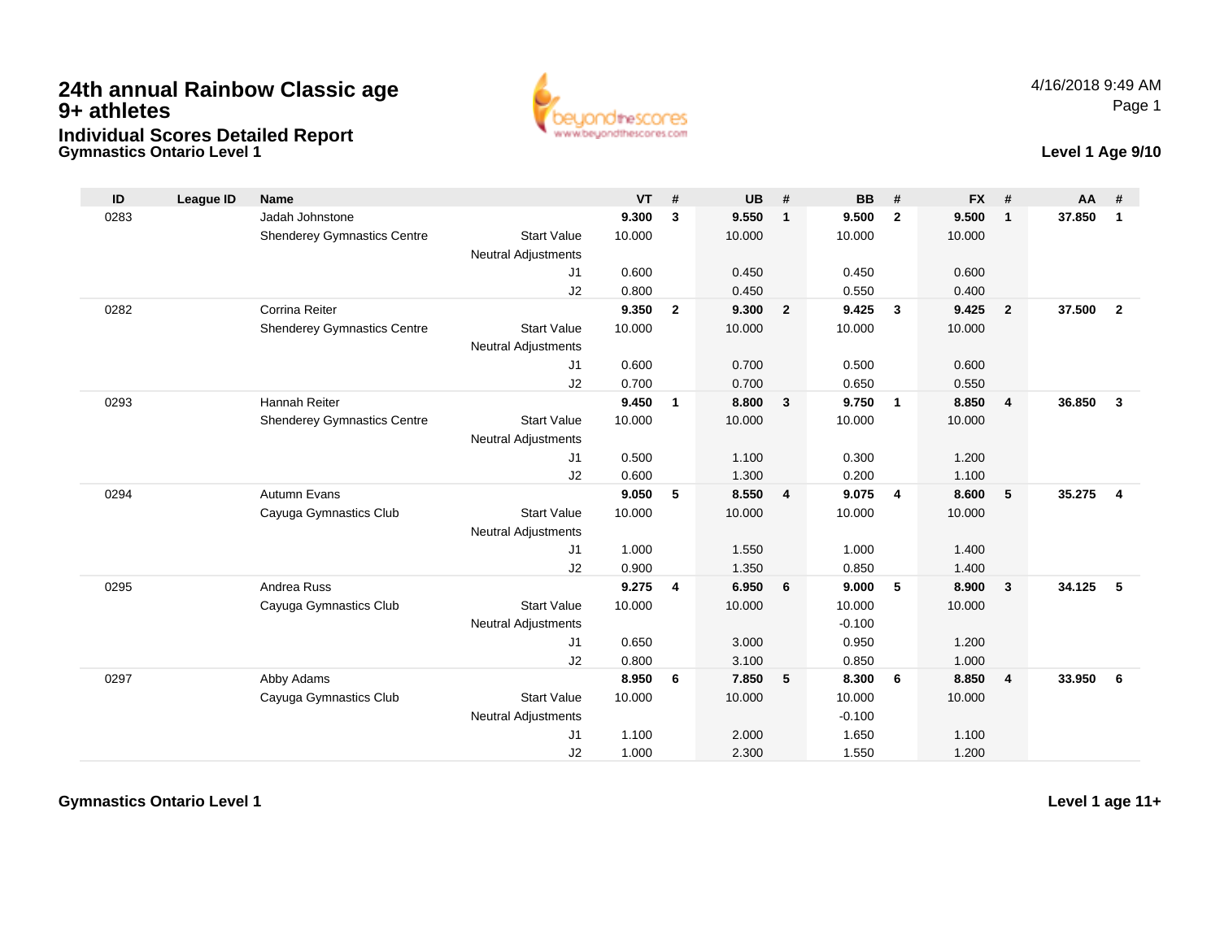# 24th annual Rainbow Classic age 9+ athletes

## Individual Scores Detailed Report

**Gymnastics Ontario Level 1**

4/16/2018 9:49 AM

**Level 1 Age 9/10**

| ID | League ID | Name | | VT | # | UB | # | BB | # | FX | # | AA | # |
|---|---|---|---|---|---|---|---|---|---|---|---|---|---|
| 0283 | | Jadah Johnstone | | **9.300** | **3** | **9.550** | **1** | **9.500** | **2** | **9.500** | **1** | **37.850** | **1** |
| | | Shenderey Gymnastics Centre | Start Value | 10.000 | | 10.000 | | 10.000 | | 10.000 | | | |
| | | | Neutral Adjustments | | | | | | | | | | |
| | | | J1 | 0.600 | | 0.450 | | 0.450 | | 0.600 | | | |
| | | | J2 | 0.800 | | 0.450 | | 0.550 | | 0.400 | | | |
| 0282 | | Corrina Reiter | | **9.350** | **2** | **9.300** | **2** | **9.425** | **3** | **9.425** | **2** | **37.500** | **2** |
| | | Shenderey Gymnastics Centre | Start Value | 10.000 | | 10.000 | | 10.000 | | 10.000 | | | |
| | | | Neutral Adjustments | | | | | | | | | | |
| | | | J1 | 0.600 | | 0.700 | | 0.500 | | 0.600 | | | |
| | | | J2 | 0.700 | | 0.700 | | 0.650 | | 0.550 | | | |
| 0293 | | Hannah Reiter | | **9.450** | **1** | **8.800** | **3** | **9.750** | **1** | **8.850** | **4** | **36.850** | **3** |
| | | Shenderey Gymnastics Centre | Start Value | 10.000 | | 10.000 | | 10.000 | | 10.000 | | | |
| | | | Neutral Adjustments | | | | | | | | | | |
| | | | J1 | 0.500 | | 1.100 | | 0.300 | | 1.200 | | | |
| | | | J2 | 0.600 | | 1.300 | | 0.200 | | 1.100 | | | |
| 0294 | | Autumn Evans | | **9.050** | **5** | **8.550** | **4** | **9.075** | **4** | **8.600** | **5** | **35.275** | **4** |
| | | Cayuga Gymnastics Club | Start Value | 10.000 | | 10.000 | | 10.000 | | 10.000 | | | |
| | | | Neutral Adjustments | | | | | | | | | | |
| | | | J1 | 1.000 | | 1.550 | | 1.000 | | 1.400 | | | |
| | | | J2 | 0.900 | | 1.350 | | 0.850 | | 1.400 | | | |
| 0295 | | Andrea Russ | | **9.275** | **4** | **6.950** | **6** | **9.000** | **5** | **8.900** | **3** | **34.125** | **5** |
| | | Cayuga Gymnastics Club | Start Value | 10.000 | | 10.000 | | 10.000 | | 10.000 | | | |
| | | | Neutral Adjustments | | | | | -0.100 | | | | | |
| | | | J1 | 0.650 | | 3.000 | | 0.950 | | 1.200 | | | |
| | | | J2 | 0.800 | | 3.100 | | 0.850 | | 1.000 | | | |
| 0297 | | Abby Adams | | **8.950** | **6** | **7.850** | **5** | **8.300** | **6** | **8.850** | **4** | **33.950** | **6** |
| | | Cayuga Gymnastics Club | Start Value | 10.000 | | 10.000 | | 10.000 | | 10.000 | | | |
| | | | Neutral Adjustments | | | | | -0.100 | | | | | |
| | | | J1 | 1.100 | | 2.000 | | 1.650 | | 1.100 | | | |
| | | | J2 | 1.000 | | 2.300 | | 1.550 | | 1.200 | | | |

**Gymnastics Ontario Level 1**

**Level 1 age 11+**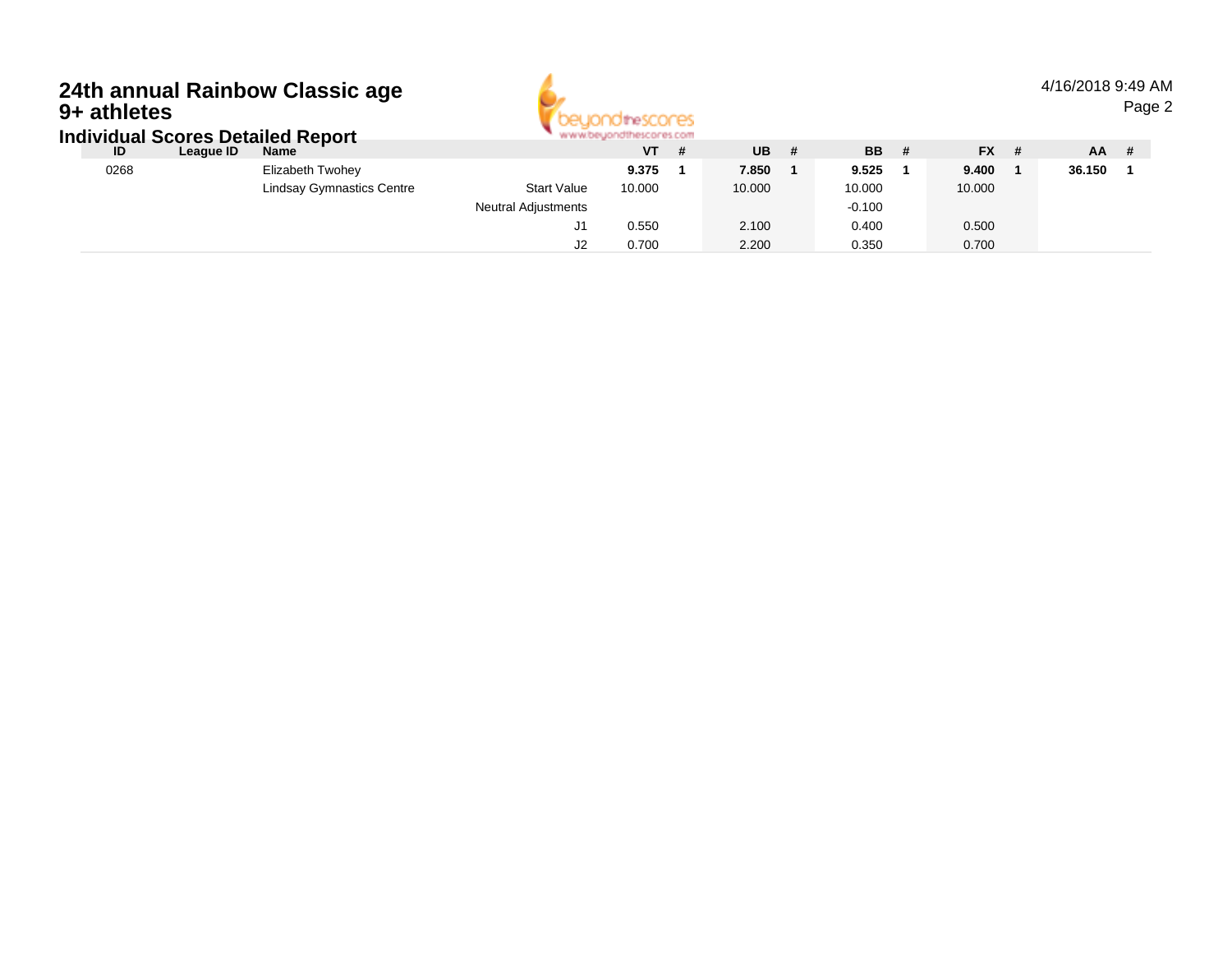# 24th annual Rainbow Classic age 9+ athletes

## Individual Scores Detailed Report

| ID | League ID | Name | | VT | # | UB | # | BB | # | FX | # | AA | # |
|---|---|---|---|---|---|---|---|---|---|---|---|---|---|
| 0268 | | Elizabeth Twohey | | **9.375** | **1** | **7.850** | **1** | **9.525** | **1** | **9.400** | **1** | **36.150** | **1** |
| | | Lindsay Gymnastics Centre | Start Value | 10.000 | | 10.000 | | 10.000 | | 10.000 | | | |
| | | | Neutral Adjustments | | | | | -0.100 | | | | | |
| | | | J1 | 0.550 | | 2.100 | | 0.400 | | 0.500 | | | |
| | | | J2 | 0.700 | | 2.200 | | 0.350 | | 0.700 | | | |